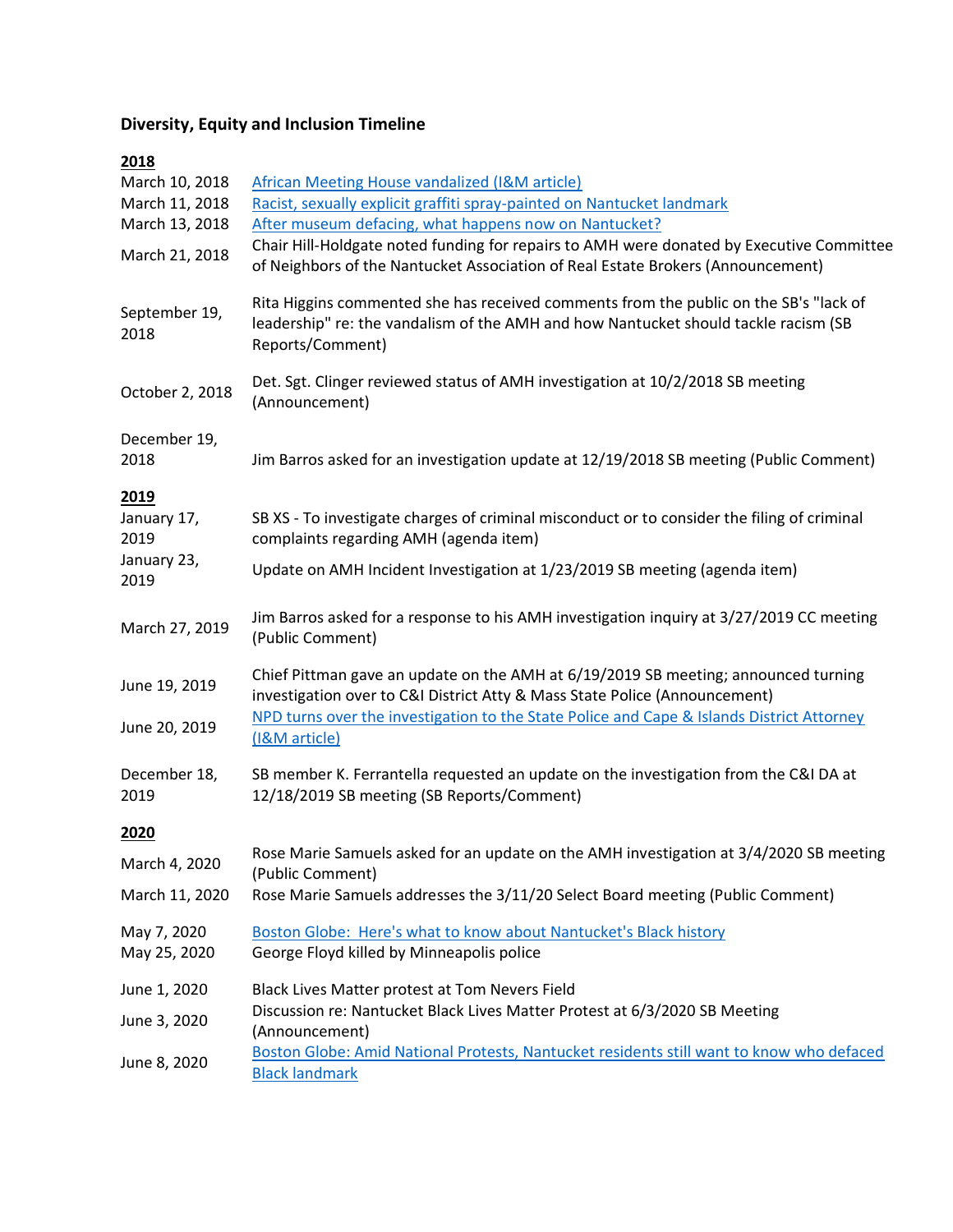# Diversity, Equity and Inclusion Timeline

## 2018

| Date | Event |
| --- | --- |
| March 10, 2018 | African Meeting House vandalized (I&M article) |
| March 11, 2018 | Racist, sexually explicit graffiti spray-painted on Nantucket landmark |
| March 13, 2018 | After museum defacing, what happens now on Nantucket? |
| March 21, 2018 | Chair Hill-Holdgate noted funding for repairs to AMH were donated by Executive Committee of Neighbors of the Nantucket Association of Real Estate Brokers (Announcement) |
| September 19, 2018 | Rita Higgins commented she has received comments from the public on the SB's "lack of leadership" re: the vandalism of the AMH and how Nantucket should tackle racism (SB Reports/Comment) |
| October 2, 2018 | Det. Sgt. Clinger reviewed status of AMH investigation at 10/2/2018 SB meeting (Announcement) |
| December 19, 2018 | Jim Barros asked for an investigation update at 12/19/2018 SB meeting (Public Comment) |

## 2019

| Date | Event |
| --- | --- |
| January 17, 2019 | SB XS - To investigate charges of criminal misconduct or to consider the filing of criminal complaints regarding AMH (agenda item) |
| January 23, 2019 | Update on AMH Incident Investigation at 1/23/2019 SB meeting (agenda item) |
| March 27, 2019 | Jim Barros asked for a response to his AMH investigation inquiry at 3/27/2019 CC meeting (Public Comment) |
| June 19, 2019 | Chief Pittman gave an update on the AMH at 6/19/2019 SB meeting; announced turning investigation over to C&I District Atty & Mass State Police (Announcement) |
| June 20, 2019 | NPD turns over the investigation to the State Police and Cape & Islands District Attorney (I&M article) |
| December 18, 2019 | SB member K. Ferrantella requested an update on the investigation from the C&I DA at 12/18/2019 SB meeting (SB Reports/Comment) |

## 2020

| Date | Event |
| --- | --- |
| March 4, 2020 | Rose Marie Samuels asked for an update on the AMH investigation at 3/4/2020 SB meeting (Public Comment) |
| March 11, 2020 | Rose Marie Samuels addresses the 3/11/20 Select Board meeting (Public Comment) |
| May 7, 2020 | Boston Globe: Here's what to know about Nantucket's Black history |
| May 25, 2020 | George Floyd killed by Minneapolis police |
| June 1, 2020 | Black Lives Matter protest at Tom Nevers Field |
| June 3, 2020 | Discussion re: Nantucket Black Lives Matter Protest at 6/3/2020 SB Meeting (Announcement) |
| June 8, 2020 | Boston Globe: Amid National Protests, Nantucket residents still want to know who defaced Black landmark |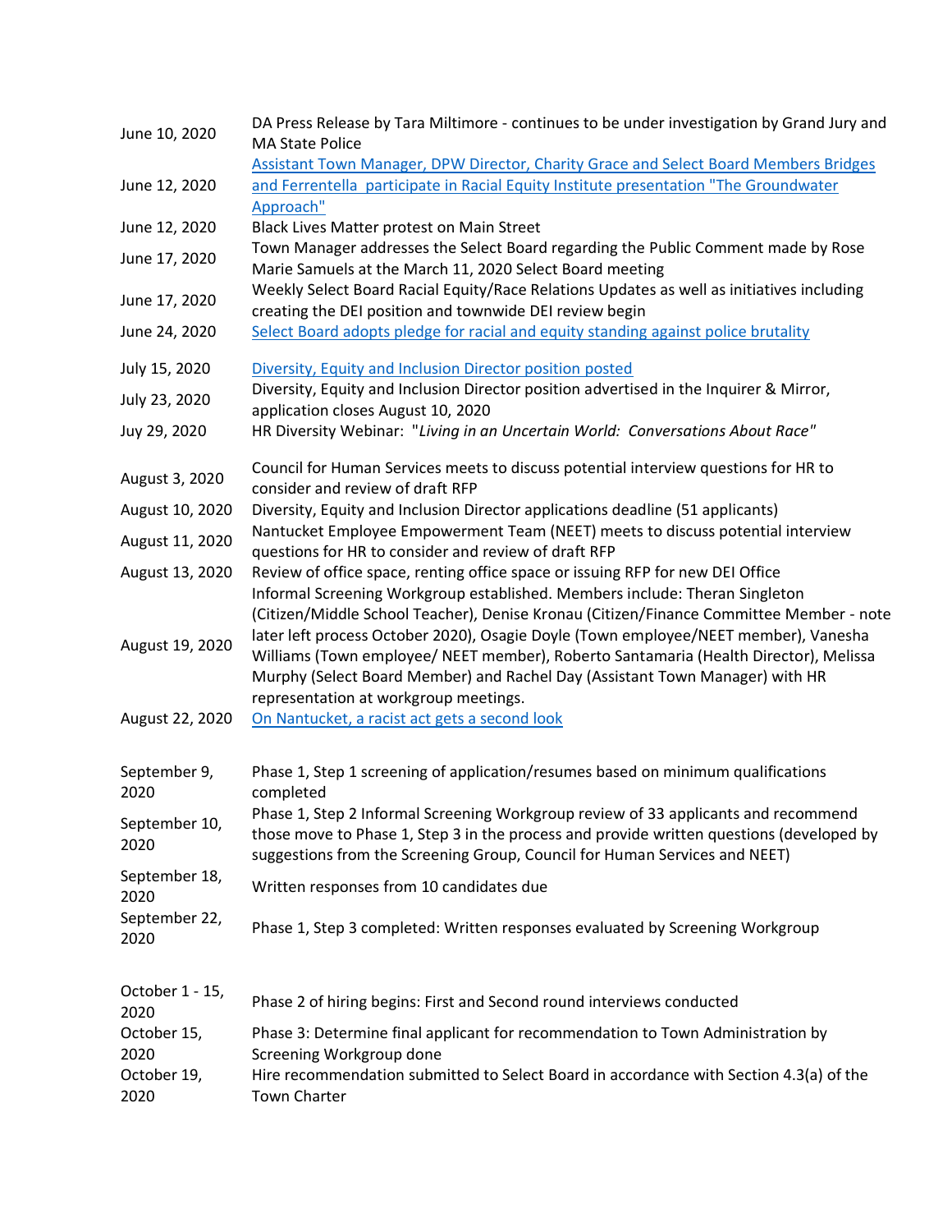| | |
|---|---|
| June 10, 2020 | DA Press Release by Tara Miltimore - continues to be under investigation by Grand Jury and MA State Police |
| June 12, 2020 | Assistant Town Manager, DPW Director, Charity Grace and Select Board Members Bridges and Ferrentella participate in Racial Equity Institute presentation "The Groundwater Approach" |
| June 12, 2020 | Black Lives Matter protest on Main Street |
| June 17, 2020 | Town Manager addresses the Select Board regarding the Public Comment made by Rose Marie Samuels at the March 11, 2020 Select Board meeting |
| June 17, 2020 | Weekly Select Board Racial Equity/Race Relations Updates as well as initiatives including creating the DEI position and townwide DEI review begin |
| June 24, 2020 | Select Board adopts pledge for racial and equity standing against police brutality |
| July 15, 2020 | Diversity, Equity and Inclusion Director position posted |
| July 23, 2020 | Diversity, Equity and Inclusion Director position advertised in the Inquirer & Mirror, application closes August 10, 2020 |
| Juy 29, 2020 | HR Diversity Webinar: "*Living in an Uncertain World: Conversations About Race*" |
| August 3, 2020 | Council for Human Services meets to discuss potential interview questions for HR to consider and review of draft RFP |
| August 10, 2020 | Diversity, Equity and Inclusion Director applications deadline (51 applicants) |
| August 11, 2020 | Nantucket Employee Empowerment Team (NEET) meets to discuss potential interview questions for HR to consider and review of draft RFP |
| August 13, 2020 | Review of office space, renting office space or issuing RFP for new DEI Office |
| August 19, 2020 | Informal Screening Workgroup established. Members include: Theran Singleton (Citizen/Middle School Teacher), Denise Kronau (Citizen/Finance Committee Member - note later left process October 2020), Osagie Doyle (Town employee/NEET member), Vanesha Williams (Town employee/ NEET member), Roberto Santamaria (Health Director), Melissa Murphy (Select Board Member) and Rachel Day (Assistant Town Manager) with HR representation at workgroup meetings. |
| August 22, 2020 | On Nantucket, a racist act gets a second look |
| September 9, 2020 | Phase 1, Step 1 screening of application/resumes based on minimum qualifications completed |
| September 10, 2020 | Phase 1, Step 2 Informal Screening Workgroup review of 33 applicants and recommend those move to Phase 1, Step 3 in the process and provide written questions (developed by suggestions from the Screening Group, Council for Human Services and NEET) |
| September 18, 2020 | Written responses from 10 candidates due |
| September 22, 2020 | Phase 1, Step 3 completed: Written responses evaluated by Screening Workgroup |
| October 1 - 15, 2020 | Phase 2 of hiring begins: First and Second round interviews conducted |
| October 15, 2020 | Phase 3: Determine final applicant for recommendation to Town Administration by Screening Workgroup done |
| October 19, 2020 | Hire recommendation submitted to Select Board in accordance with Section 4.3(a) of the Town Charter |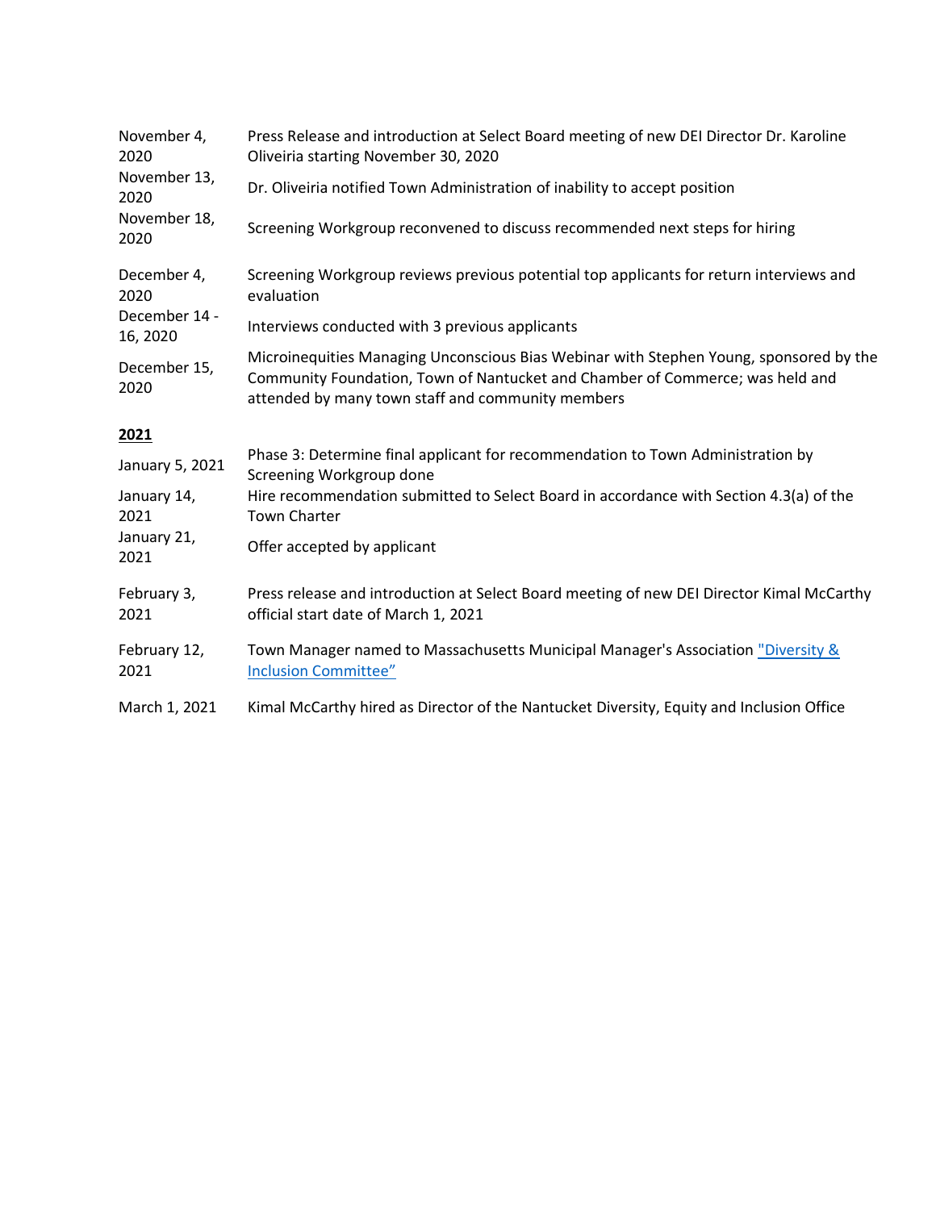| | |
|---|---|
| November 4, 2020 | Press Release and introduction at Select Board meeting of new DEI Director Dr. Karoline Oliveiria starting November 30, 2020 |
| November 13, 2020 | Dr. Oliveiria notified Town Administration of inability to accept position |
| November 18, 2020 | Screening Workgroup reconvened to discuss recommended next steps for hiring |
| December 4, 2020 | Screening Workgroup reviews previous potential top applicants for return interviews and evaluation |
| December 14 - 16, 2020 | Interviews conducted with 3 previous applicants |
| December 15, 2020 | Microinequities Managing Unconscious Bias Webinar with Stephen Young, sponsored by the Community Foundation, Town of Nantucket and Chamber of Commerce; was held and attended by many town staff and community members |

**2021**

| | |
|---|---|
| January 5, 2021 | Phase 3: Determine final applicant for recommendation to Town Administration by Screening Workgroup done |
| January 14, 2021 | Hire recommendation submitted to Select Board in accordance with Section 4.3(a) of the Town Charter |
| January 21, 2021 | Offer accepted by applicant |
| February 3, 2021 | Press release and introduction at Select Board meeting of new DEI Director Kimal McCarthy official start date of March 1, 2021 |
| February 12, 2021 | Town Manager named to Massachusetts Municipal Manager's Association "Diversity & Inclusion Committee" |
| March 1, 2021 | Kimal McCarthy hired as Director of the Nantucket Diversity, Equity and Inclusion Office |